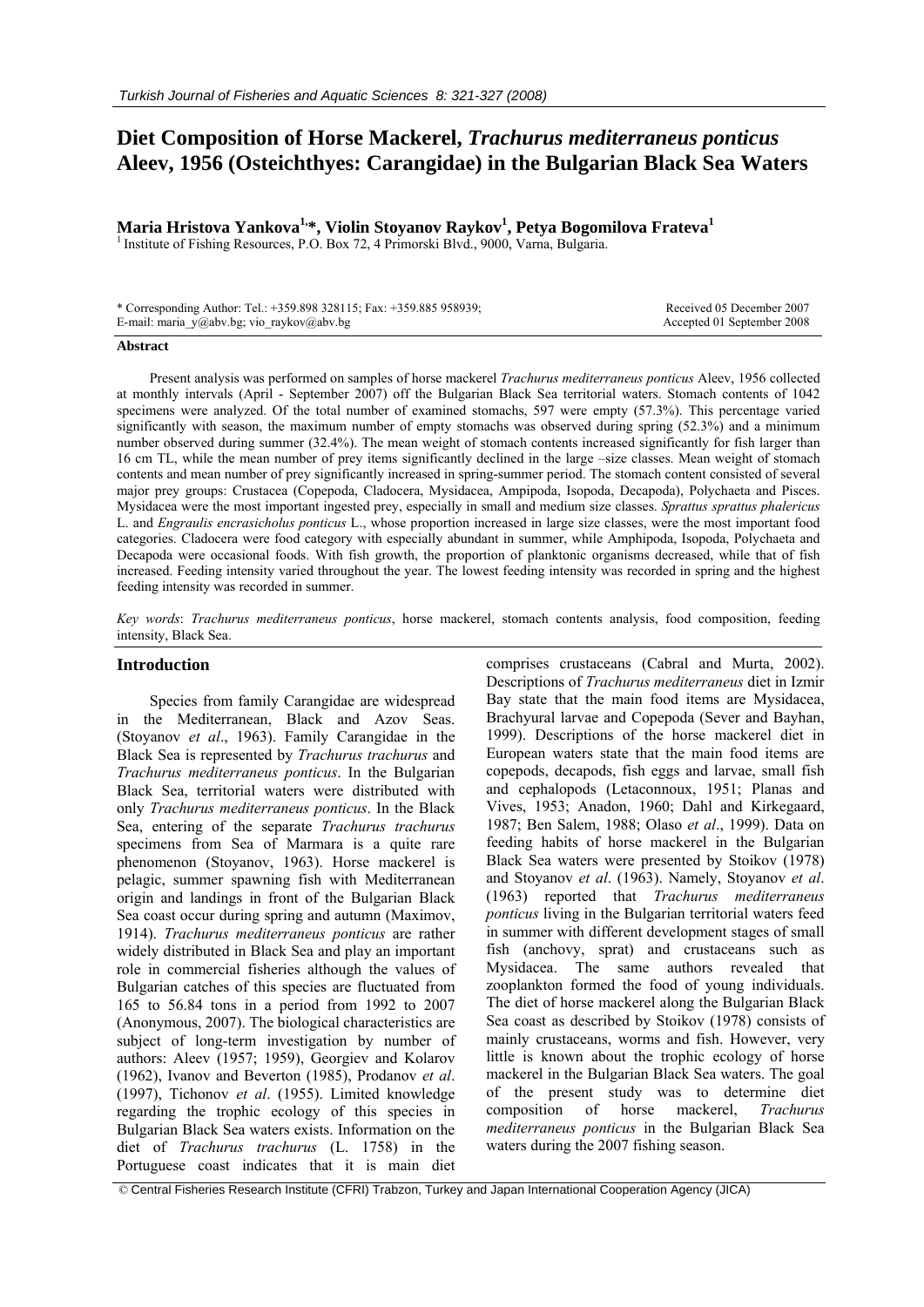# Diet Composition of Horse Mackerel, *Trachurus mediterraneus ponticus* Aleev, 1956 (Osteichthyes: Carangidae) in the Bulgarian Black Sea Waters

**Maria Hristova Yankova[1,*], Violin Stoyanov Raykov[1], Petya Bogomilova Frateva[1]**

[1] Institute of Fishing Resources, P.O. Box 72, 4 Primorski Blvd., 9000, Varna, Bulgaria.

\* Corresponding Author: Tel.: +359.898 328115; Fax: +359.885 958939; E-mail: maria_y@abv.bg; vio_raykov@abv.bg

Received 05 December 2007
Accepted 01 September 2008

### Abstract

Present analysis was performed on samples of horse mackerel *Trachurus mediterraneus ponticus* Aleev, 1956 collected at monthly intervals (April - September 2007) off the Bulgarian Black Sea territorial waters. Stomach contents of 1042 specimens were analyzed. Of the total number of examined stomachs, 597 were empty (57.3%). This percentage varied significantly with season, the maximum number of empty stomachs was observed during spring (52.3%) and a minimum number observed during summer (32.4%). The mean weight of stomach contents increased significantly for fish larger than 16 cm TL, while the mean number of prey items significantly declined in the large –size classes. Mean weight of stomach contents and mean number of prey significantly increased in spring-summer period. The stomach content consisted of several major prey groups: Crustacea (Copepoda, Cladocera, Mysidacea, Ampipoda, Isopoda, Decapoda), Polychaeta and Pisces. Mysidacea were the most important ingested prey, especially in small and medium size classes. *Sprattus sprattus phalericus* L. and *Engraulis encrasicholus ponticus* L., whose proportion increased in large size classes, were the most important food categories. Cladocera were food category with especially abundant in summer, while Amphipoda, Isopoda, Polychaeta and Decapoda were occasional foods. With fish growth, the proportion of planktonic organisms decreased, while that of fish increased. Feeding intensity varied throughout the year. The lowest feeding intensity was recorded in spring and the highest feeding intensity was recorded in summer.

*Key words*: *Trachurus mediterraneus ponticus*, horse mackerel, stomach contents analysis, food composition, feeding intensity, Black Sea.

## Introduction

Species from family Carangidae are widespread in the Mediterranean, Black and Azov Seas. (Stoyanov *et al*., 1963). Family Carangidae in the Black Sea is represented by *Trachurus trachurus* and *Trachurus mediterraneus ponticus*. In the Bulgarian Black Sea, territorial waters were distributed with only *Trachurus mediterraneus ponticus*. In the Black Sea, entering of the separate *Trachurus trachurus* specimens from Sea of Marmara is a quite rare phenomenon (Stoyanov, 1963). Horse mackerel is pelagic, summer spawning fish with Mediterranean origin and landings in front of the Bulgarian Black Sea coast occur during spring and autumn (Maximov, 1914). *Trachurus mediterraneus ponticus* are rather widely distributed in Black Sea and play an important role in commercial fisheries although the values of Bulgarian catches of this species are fluctuated from 165 to 56.84 tons in a period from 1992 to 2007 (Anonymous, 2007). The biological characteristics are subject of long-term investigation by number of authors: Aleev (1957; 1959), Georgiev and Kolarov (1962), Ivanov and Beverton (1985), Prodanov *et al*. (1997), Tichonov *et al*. (1955). Limited knowledge regarding the trophic ecology of this species in Bulgarian Black Sea waters exists. Information on the diet of *Trachurus trachurus* (L. 1758) in the Portuguese coast indicates that it is main diet comprises crustaceans (Cabral and Murta, 2002). Descriptions of *Trachurus mediterraneus* diet in Izmir Bay state that the main food items are Mysidacea, Brachyural larvae and Copepoda (Sever and Bayhan, 1999). Descriptions of the horse mackerel diet in European waters state that the main food items are copepods, decapods, fish eggs and larvae, small fish and cephalopods (Letaconnoux, 1951; Planas and Vives, 1953; Anadon, 1960; Dahl and Kirkegaard, 1987; Ben Salem, 1988; Olaso *et al*., 1999). Data on feeding habits of horse mackerel in the Bulgarian Black Sea waters were presented by Stoikov (1978) and Stoyanov *et al*. (1963). Namely, Stoyanov *et al*. (1963) reported that *Trachurus mediterraneus ponticus* living in the Bulgarian territorial waters feed in summer with different development stages of small fish (anchovy, sprat) and crustaceans such as Mysidacea. The same authors revealed that zooplankton formed the food of young individuals. The diet of horse mackerel along the Bulgarian Black Sea coast as described by Stoikov (1978) consists of mainly crustaceans, worms and fish. However, very little is known about the trophic ecology of horse mackerel in the Bulgarian Black Sea waters. The goal of the present study was to determine diet composition of horse mackerel, *Trachurus mediterraneus ponticus* in the Bulgarian Black Sea waters during the 2007 fishing season.

© Central Fisheries Research Institute (CFRI) Trabzon, Turkey and Japan International Cooperation Agency (JICA)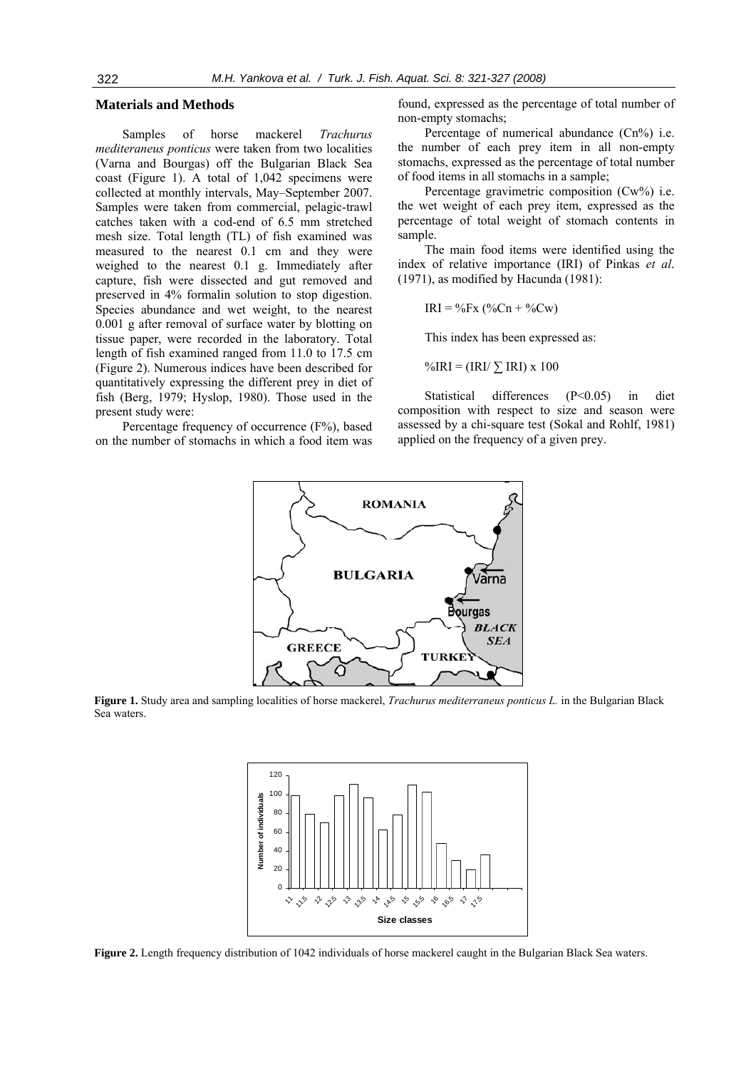## Materials and Methods

Samples of horse mackerel *Trachurus mediteraneus ponticus* were taken from two localities (Varna and Bourgas) off the Bulgarian Black Sea coast (Figure 1). A total of 1,042 specimens were collected at monthly intervals, May–September 2007. Samples were taken from commercial, pelagic-trawl catches taken with a cod-end of 6.5 mm stretched mesh size. Total length (TL) of fish examined was measured to the nearest 0.1 cm and they were weighed to the nearest 0.1 g. Immediately after capture, fish were dissected and gut removed and preserved in 4% formalin solution to stop digestion. Species abundance and wet weight, to the nearest 0.001 g after removal of surface water by blotting on tissue paper, were recorded in the laboratory. Total length of fish examined ranged from 11.0 to 17.5 cm (Figure 2). Numerous indices have been described for quantitatively expressing the different prey in diet of fish (Berg, 1979; Hyslop, 1980). Those used in the present study were:

Percentage frequency of occurrence (F%), based on the number of stomachs in which a food item was found, expressed as the percentage of total number of non-empty stomachs;

Percentage of numerical abundance (Cn%) i.e. the number of each prey item in all non-empty stomachs, expressed as the percentage of total number of food items in all stomachs in a sample;

Percentage gravimetric composition (Cw%) i.e. the wet weight of each prey item, expressed as the percentage of total weight of stomach contents in sample.

The main food items were identified using the index of relative importance (IRI) of Pinkas *et al*. (1971), as modified by Hacunda (1981):

$$IRI = \%F \times (\%Cn + \%Cw)$$

This index has been expressed as:

$$\%IRI = (IRI / \sum IRI) \times 100$$

Statistical differences ($P<0.05$) in diet composition with respect to size and season were assessed by a chi-square test (Sokal and Rohlf, 1981) applied on the frequency of a given prey.

**Figure 1.** Study area and sampling localities of horse mackerel, *Trachurus mediterraneus ponticus L.* in the Bulgarian Black Sea waters.

**Figure 2.** Length frequency distribution of 1042 individuals of horse mackerel caught in the Bulgarian Black Sea waters.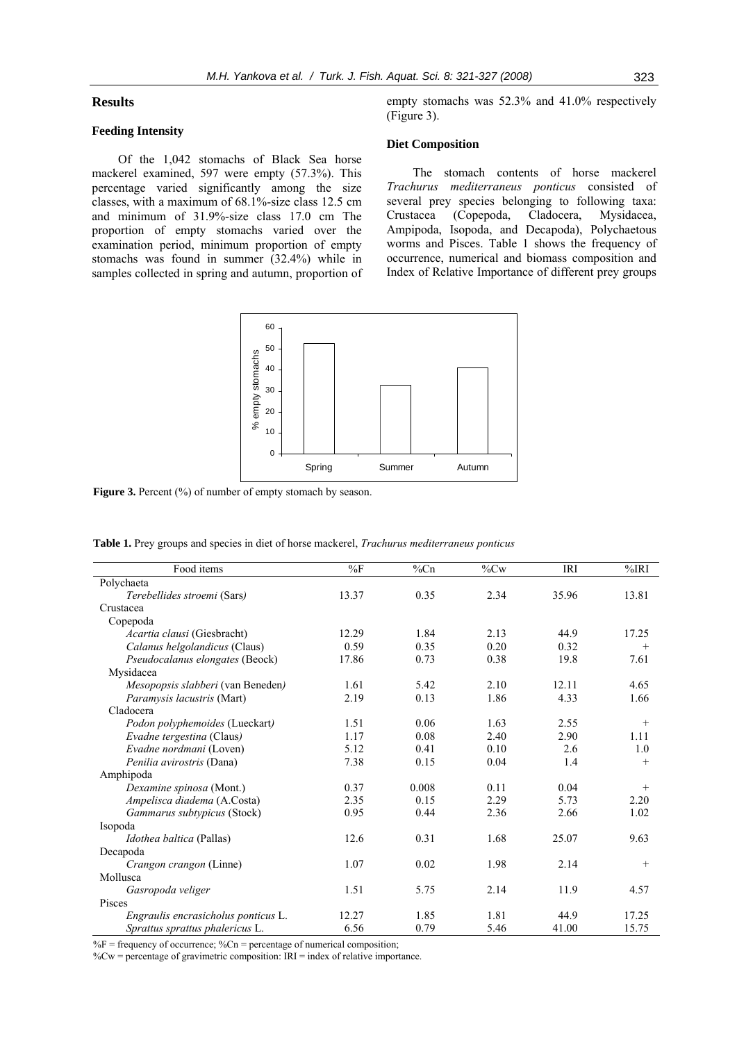## Results

### Feeding Intensity

Of the 1,042 stomachs of Black Sea horse mackerel examined, 597 were empty (57.3%). This percentage varied significantly among the size classes, with a maximum of 68.1%-size class 12.5 cm and minimum of 31.9%-size class 17.0 cm The proportion of empty stomachs varied over the examination period, minimum proportion of empty stomachs was found in summer (32.4%) while in samples collected in spring and autumn, proportion of empty stomachs was 52.3% and 41.0% respectively (Figure 3).

### Diet Composition

The stomach contents of horse mackerel *Trachurus mediterraneus ponticus* consisted of several prey species belonging to following taxa: Crustacea (Copepoda, Cladocera, Mysidacea, Ampipoda, Isopoda, and Decapoda), Polychaetous worms and Pisces. Table 1 shows the frequency of occurrence, numerical and biomass composition and Index of Relative Importance of different prey groups

**Figure 3.** Percent (%) of number of empty stomach by season.

**Table 1.** Prey groups and species in diet of horse mackerel, *Trachurus mediterraneus ponticus*

| Food items | %F | %Cn | %Cw | IRI | %IRI |
|---|---|---|---|---|---|
| Polychaeta | | | | | |
| *Terebellides stroemi* (Sars*)* | 13.37 | 0.35 | 2.34 | 35.96 | 13.81 |
| Crustacea | | | | | |
| Copepoda | | | | | |
| *Acartia clausi* (Giesbracht) | 12.29 | 1.84 | 2.13 | 44.9 | 17.25 |
| *Calanus helgolandicus* (Claus) | 0.59 | 0.35 | 0.20 | 0.32 | + |
| *Pseudocalanus elongates* (Beock) | 17.86 | 0.73 | 0.38 | 19.8 | 7.61 |
| Mysidacea | | | | | |
| *Mesopopsis slabberi* (van Beneden*)* | 1.61 | 5.42 | 2.10 | 12.11 | 4.65 |
| *Paramysis lacustris* (Mart) | 2.19 | 0.13 | 1.86 | 4.33 | 1.66 |
| Cladocera | | | | | |
| *Podon polyphemoides* (Lueckart*)* | 1.51 | 0.06 | 1.63 | 2.55 | + |
| *Evadne tergestina* (Claus*)* | 1.17 | 0.08 | 2.40 | 2.90 | 1.11 |
| *Evadne nordmani* (Loven) | 5.12 | 0.41 | 0.10 | 2.6 | 1.0 |
| *Penilia avirostris* (Dana) | 7.38 | 0.15 | 0.04 | 1.4 | + |
| Amphipoda | | | | | |
| *Dexamine spinosa* (Mont.) | 0.37 | 0.008 | 0.11 | 0.04 | + |
| *Ampelisca diadema* (A.Costa) | 2.35 | 0.15 | 2.29 | 5.73 | 2.20 |
| *Gammarus subtypicus* (Stock) | 0.95 | 0.44 | 2.36 | 2.66 | 1.02 |
| Isopoda | | | | | |
| *Idothea baltica* (Pallas) | 12.6 | 0.31 | 1.68 | 25.07 | 9.63 |
| Decapoda | | | | | |
| *Crangon crangon* (Linne) | 1.07 | 0.02 | 1.98 | 2.14 | + |
| Mollusca | | | | | |
| *Gasropoda veliger* | 1.51 | 5.75 | 2.14 | 11.9 | 4.57 |
| Pisces | | | | | |
| *Engraulis encrasicholus ponticus* L. | 12.27 | 1.85 | 1.81 | 44.9 | 17.25 |
| *Sprattus sprattus phalericus* L. | 6.56 | 0.79 | 5.46 | 41.00 | 15.75 |

%F = frequency of occurrence; %Cn = percentage of numerical composition;
%Cw = percentage of gravimetric composition: IRI = index of relative importance.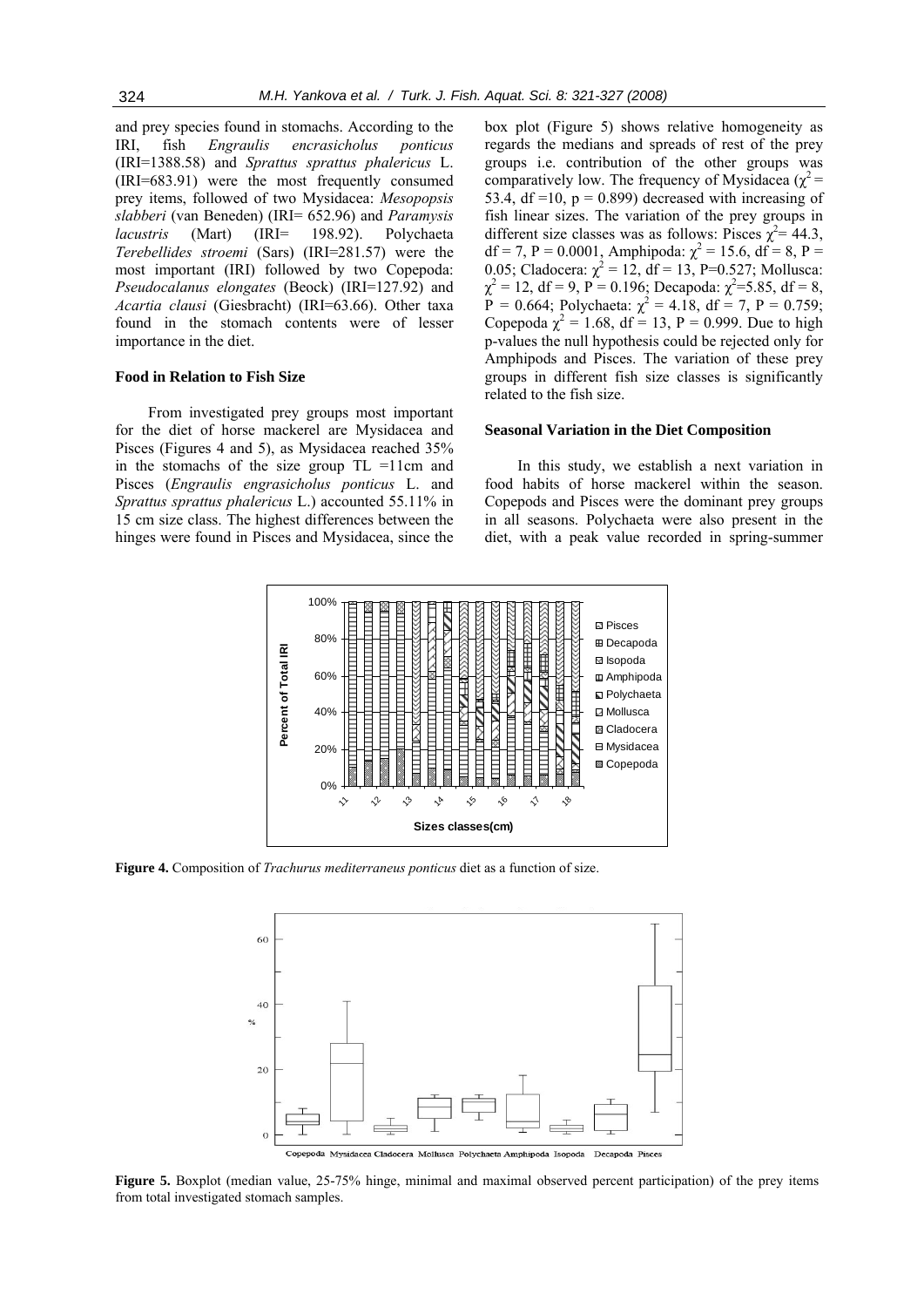and prey species found in stomachs. According to the IRI, fish *Engraulis encrasicholus ponticus* (IRI=1388.58) and *Sprattus sprattus phalericus* L. (IRI=683.91) were the most frequently consumed prey items, followed of two Mysidacea: *Mesopopsis slabberi* (van Beneden) (IRI= 652.96) and *Paramysis lacustris* (Mart) (IRI= 198.92). Polychaeta *Terebellides stroemi* (Sars) (IRI=281.57) were the most important (IRI) followed by two Copepoda: *Pseudocalanus elongates* (Beock) (IRI=127.92) and *Acartia clausi* (Giesbracht) (IRI=63.66). Other taxa found in the stomach contents were of lesser importance in the diet.

### Food in Relation to Fish Size

From investigated prey groups most important for the diet of horse mackerel are Mysidacea and Pisces (Figures 4 and 5), as Mysidacea reached 35% in the stomachs of the size group TL =11cm and Pisces (*Engraulis engrasicholus ponticus* L. and *Sprattus sprattus phalericus* L.) accounted 55.11% in 15 cm size class. The highest differences between the hinges were found in Pisces and Mysidacea, since the box plot (Figure 5) shows relative homogeneity as regards the medians and spreads of rest of the prey groups i.e. contribution of the other groups was comparatively low. The frequency of Mysidacea ($\chi^2$ = 53.4, df =10, p = 0.899) decreased with increasing of fish linear sizes. The variation of the prey groups in different size classes was as follows: Pisces $\chi^2$= 44.3, df = 7, P = 0.0001, Amphipoda: $\chi^2$ = 15.6, df = 8, P = 0.05; Cladocera: $\chi^2$ = 12, df = 13, P=0.527; Mollusca: $\chi^2$ = 12, df = 9, P = 0.196; Decapoda: $\chi^2$=5.85, df = 8, P = 0.664; Polychaeta: $\chi^2$ = 4.18, df = 7, P = 0.759; Copepoda $\chi^2$ = 1.68, df = 13, P = 0.999. Due to high p-values the null hypothesis could be rejected only for Amphipods and Pisces. The variation of these prey groups in different fish size classes is significantly related to the fish size.

### Seasonal Variation in the Diet Composition

In this study, we establish a next variation in food habits of horse mackerel within the season. Copepods and Pisces were the dominant prey groups in all seasons. Polychaeta were also present in the diet, with a peak value recorded in spring-summer

**Figure 4.** Composition of *Trachurus mediterraneus ponticus* diet as a function of size.

**Figure 5.** Boxplot (median value, 25-75% hinge, minimal and maximal observed percent participation) of the prey items from total investigated stomach samples.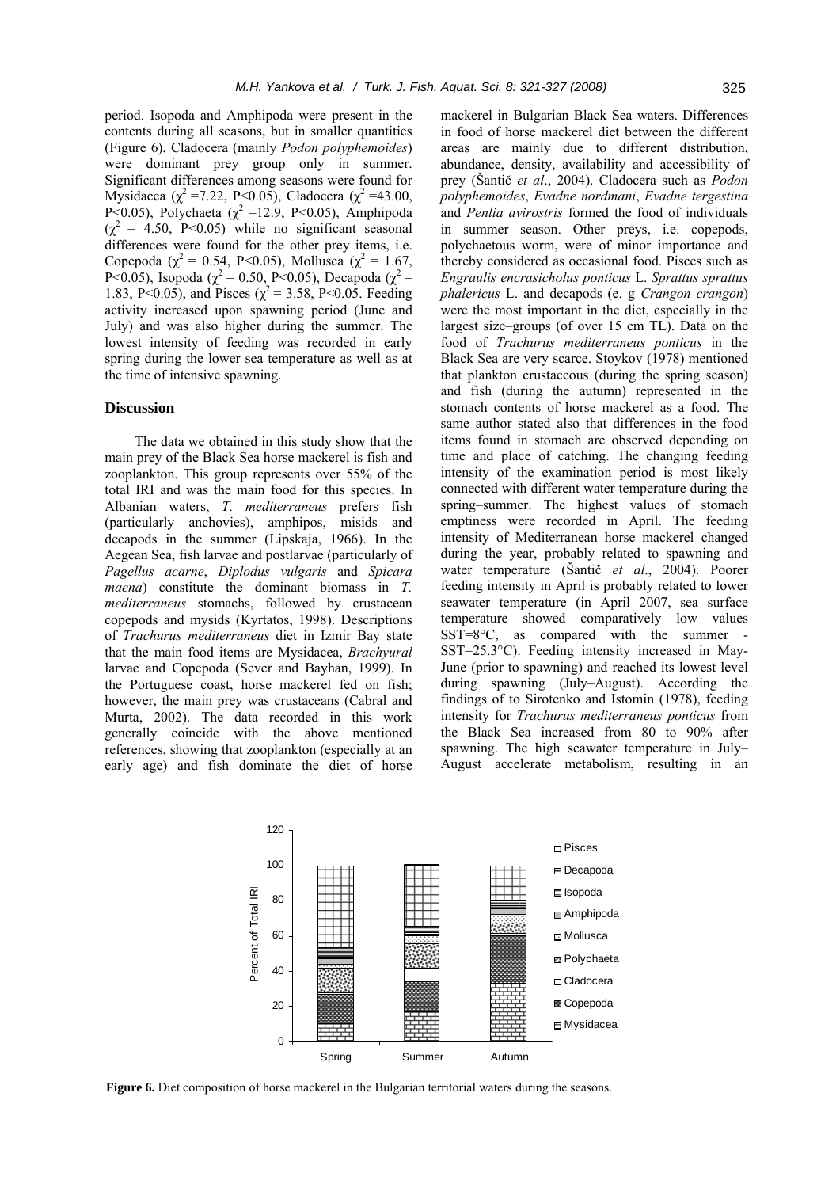period. Isopoda and Amphipoda were present in the contents during all seasons, but in smaller quantities (Figure 6), Cladocera (mainly *Podon polyphemoides*) were dominant prey group only in summer. Significant differences among seasons were found for Mysidacea ($\chi^2$ =7.22, P<0.05), Cladocera ($\chi^2$ =43.00, P<0.05), Polychaeta ($\chi^2$ =12.9, P<0.05), Amphipoda ($\chi^2$ = 4.50, P<0.05) while no significant seasonal differences were found for the other prey items, i.e. Copepoda ($\chi^2$ = 0.54, P<0.05), Mollusca ($\chi^2$ = 1.67, P<0.05), Isopoda ($\chi^2$ = 0.50, P<0.05), Decapoda ($\chi^2$ = 1.83, P<0.05), and Pisces ($\chi^2$ = 3.58, P<0.05. Feeding activity increased upon spawning period (June and July) and was also higher during the summer. The lowest intensity of feeding was recorded in early spring during the lower sea temperature as well as at the time of intensive spawning.

## Discussion

The data we obtained in this study show that the main prey of the Black Sea horse mackerel is fish and zooplankton. This group represents over 55% of the total IRI and was the main food for this species. In Albanian waters, *T. mediterraneus* prefers fish (particularly anchovies), amphipos, misids and decapods in the summer (Lipskaja, 1966). In the Aegean Sea, fish larvae and postlarvae (particularly of *Pagellus acarne*, *Diplodus vulgaris* and *Spicara maena*) constitute the dominant biomass in *T. mediterraneus* stomachs, followed by crustacean copepods and mysids (Kyrtatos, 1998). Descriptions of *Trachurus mediterraneus* diet in Izmir Bay state that the main food items are Mysidacea, *Brachyural* larvae and Copepoda (Sever and Bayhan, 1999). In the Portuguese coast, horse mackerel fed on fish; however, the main prey was crustaceans (Cabral and Murta, 2002). The data recorded in this work generally coincide with the above mentioned references, showing that zooplankton (especially at an early age) and fish dominate the diet of horse mackerel in Bulgarian Black Sea waters. Differences in food of horse mackerel diet between the different areas are mainly due to different distribution, abundance, density, availability and accessibility of prey (Šantič *et al*., 2004). Cladocera such as *Podon polyphemoides*, *Evadne nordmani*, *Evadne tergestina* and *Penlia avirostris* formed the food of individuals in summer season. Other preys, i.e. copepods, polychaetous worm, were of minor importance and thereby considered as occasional food. Pisces such as *Engraulis encrasicholus ponticus* L. *Sprattus sprattus phalericus* L. and decapods (e. g *Crangon crangon*) were the most important in the diet, especially in the largest size–groups (of over 15 cm TL). Data on the food of *Trachurus mediterraneus ponticus* in the Black Sea are very scarce. Stoykov (1978) mentioned that plankton crustaceous (during the spring season) and fish (during the autumn) represented in the stomach contents of horse mackerel as a food. The same author stated also that differences in the food items found in stomach are observed depending on time and place of catching. The changing feeding intensity of the examination period is most likely connected with different water temperature during the spring–summer. The highest values of stomach emptiness were recorded in April. The feeding intensity of Mediterranean horse mackerel changed during the year, probably related to spawning and water temperature (Šantič *et al*., 2004). Poorer feeding intensity in April is probably related to lower seawater temperature (in April 2007, sea surface temperature showed comparatively low values SST=8°C, as compared with the summer - SST=25.3°C). Feeding intensity increased in May-June (prior to spawning) and reached its lowest level during spawning (July–August). According the findings of to Sirotenko and Istomin (1978), feeding intensity for *Trachurus mediterraneus ponticus* from the Black Sea increased from 80 to 90% after spawning. The high seawater temperature in July–August accelerate metabolism, resulting in an

**Figure 6.** Diet composition of horse mackerel in the Bulgarian territorial waters during the seasons.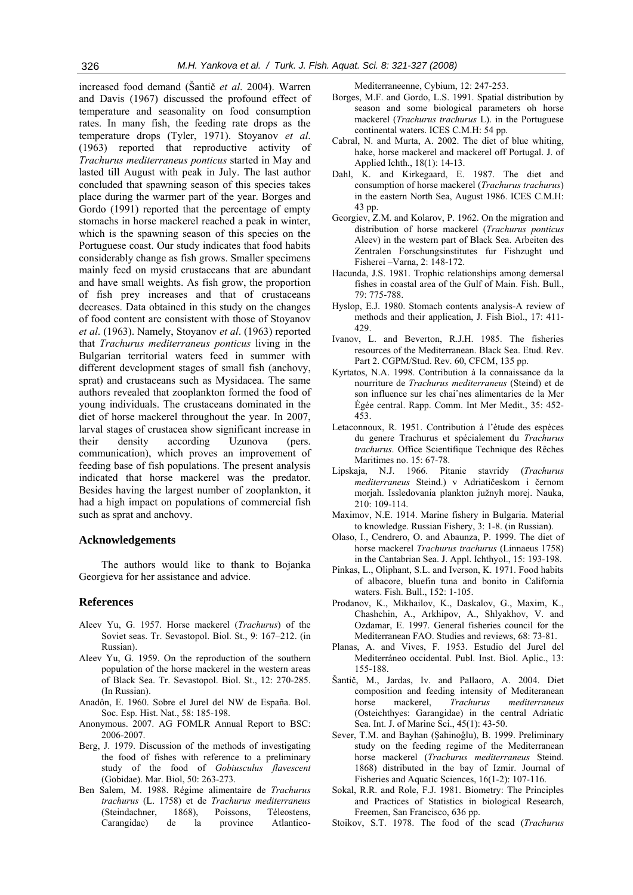increased food demand (Šantič *et al*. 2004). Warren and Davis (1967) discussed the profound effect of temperature and seasonality on food consumption rates. In many fish, the feeding rate drops as the temperature drops (Tyler, 1971). Stoyanov *et al*. (1963) reported that reproductive activity of *Trachurus mediterraneus ponticus* started in May and lasted till August with peak in July. The last author concluded that spawning season of this species takes place during the warmer part of the year. Borges and Gordo (1991) reported that the percentage of empty stomachs in horse mackerel reached a peak in winter, which is the spawning season of this species on the Portuguese coast. Our study indicates that food habits considerably change as fish grows. Smaller specimens mainly feed on mysid crustaceans that are abundant and have small weights. As fish grow, the proportion of fish prey increases and that of crustaceans decreases. Data obtained in this study on the changes of food content are consistent with those of Stoyanov *et al*. (1963). Namely, Stoyanov *et al*. (1963) reported that *Trachurus mediterraneus ponticus* living in the Bulgarian territorial waters feed in summer with different development stages of small fish (anchovy, sprat) and crustaceans such as Mysidacea. The same authors revealed that zooplankton formed the food of young individuals. The crustaceans dominated in the diet of horse mackerel throughout the year. In 2007, larval stages of crustacea show significant increase in their density according Uzunova (pers. communication), which proves an improvement of feeding base of fish populations. The present analysis indicated that horse mackerel was the predator. Besides having the largest number of zooplankton, it had a high impact on populations of commercial fish such as sprat and anchovy.

## Acknowledgements

The authors would like to thank to Bojanka Georgieva for her assistance and advice.

## References

Aleev Yu, G. 1957. Horse mackerel (*Trachurus*) of the Soviet seas. Tr. Sevastopol. Biol. St., 9: 167–212. (in Russian).

Aleev Yu, G. 1959. On the reproduction of the southern population of the horse mackerel in the western areas of Black Sea. Tr. Sevastopol. Biol. St., 12: 270-285. (In Russian).

Anadôn, E. 1960. Sobre el Jurel del NW de España. Bol. Soc. Esp. Hist. Nat., 58: 185-198.

Anonymous. 2007. AG FOMLR Annual Report to BSC: 2006-2007.

Berg, J. 1979. Discussion of the methods of investigating the food of fishes with reference to a preliminary study of the food of *Gobiusculus flavescent* (Gobidae). Mar. Biol, 50: 263-273.

Ben Salem, M. 1988. Régime alimentaire de *Trachurus trachurus* (L. 1758) et de *Trachurus mediterraneus* (Steindachner, 1868), Poissons, Téleostens, Carangidae) de la province Atlantico-Mediterraneenne, Cybium, 12: 247-253.

Borges, M.F. and Gordo, L.S. 1991. Spatial distribution by season and some biological parameters oh horse mackerel (*Trachurus trachurus* L). in the Portuguese continental waters. ICES C.M.H: 54 pp.

Cabral, N. and Murta, A. 2002. The diet of blue whiting, hake, horse mackerel and mackerel off Portugal. J. of Applied Ichth., 18(1): 14-13.

Dahl, K. and Kirkegaard, E. 1987. The diet and consumption of horse mackerel (*Trachurus trachurus*) in the eastern North Sea, August 1986. ICES C.M.H: 43 pp.

Georgiev, Z.M. and Kolarov, P. 1962. On the migration and distribution of horse mackerel (*Trachurus ponticus* Aleev) in the western part of Black Sea. Arbeiten des Zentralen Forschungsinstitutes fur Fishzught und Fisherei –Varna, 2: 148-172.

Hacunda, J.S. 1981. Trophic relationships among demersal fishes in coastal area of the Gulf of Main. Fish. Bull., 79: 775-788.

Hyslop, E.J. 1980. Stomach contents analysis-A review of methods and their application, J. Fish Biol., 17: 411-429.

Ivanov, L. and Beverton, R.J.H. 1985. The fisheries resources of the Mediterranean. Black Sea. Etud. Rev. Part 2. CGPM/Stud. Rev. 60, CFCM, 135 pp.

Kyrtatos, N.A. 1998. Contribution à la connaissance da la nourriture de *Trachurus mediterraneus* (Steind) et de son influence sur les chaiˆnes alimentaries de la Mer Égée central. Rapp. Comm. Int Mer Medit., 35: 452-453.

Letaconnoux, R. 1951. Contribution á l'ètude des espèces du genere Trachurus et spécialement du *Trachurus trachurus*. Office Scientifique Technique des Rêches Maritimes no. 15: 67-78.

Lipskaja, N.J. 1966. Pitanie stavridy (*Trachurus mediterraneus* Steind.) v Adriatičeskom i černom morjah. Issledovania plankton južnyh morej. Nauka, 210: 109-114.

Maximov, N.E. 1914. Marine fishery in Bulgaria. Material to knowledge. Russian Fishery, 3: 1-8. (in Russian).

Olaso, I., Cendrero, O. and Abaunza, P. 1999. The diet of horse mackerel *Trachurus trachurus* (Linnaeus 1758) in the Cantabrian Sea. J. Appl. Ichthyol., 15: 193-198.

Pinkas, L., Oliphant, S.L. and Iverson, K. 1971. Food habits of albacore, bluefin tuna and bonito in California waters. Fish. Bull., 152: 1-105.

Prodanov, K., Mikhailov, K., Daskalov, G., Maxim, K., Chashchin, A., Arkhipov, A., Shlyakhov, V. and Ozdamar, E. 1997. General fisheries council for the Mediterranean FAO. Studies and reviews, 68: 73-81.

Planas, A. and Vives, F. 1953. Estudio del Jurel del Mediterráneo occidental. Publ. Inst. Biol. Aplic., 13: 155-188.

Šantič, M., Jardas, Iv. and Pallaoro, A. 2004. Diet composition and feeding intensity of Mediterranean horse mackerel, *Trachurus mediterraneus* (Osteichthyes: Garangidae) in the central Adriatic Sea. Int. J. of Marine Sci., 45(1): 43-50.

Sever, T.M. and Bayhan (Şahinoĝlu), B. 1999. Preliminary study on the feeding regime of the Mediterranean horse mackerel (*Trachurus mediterraneus* Steind. 1868) distributed in the bay of Izmir. Journal of Fisheries and Aquatic Sciences, 16(1-2): 107-116.

Sokal, R.R. and Role, F.J. 1981. Biometry: The Principles and Practices of Statistics in biological Research, Freemen, San Francisco, 636 pp.

Stoikov, S.T. 1978. The food of the scad (*Trachurus*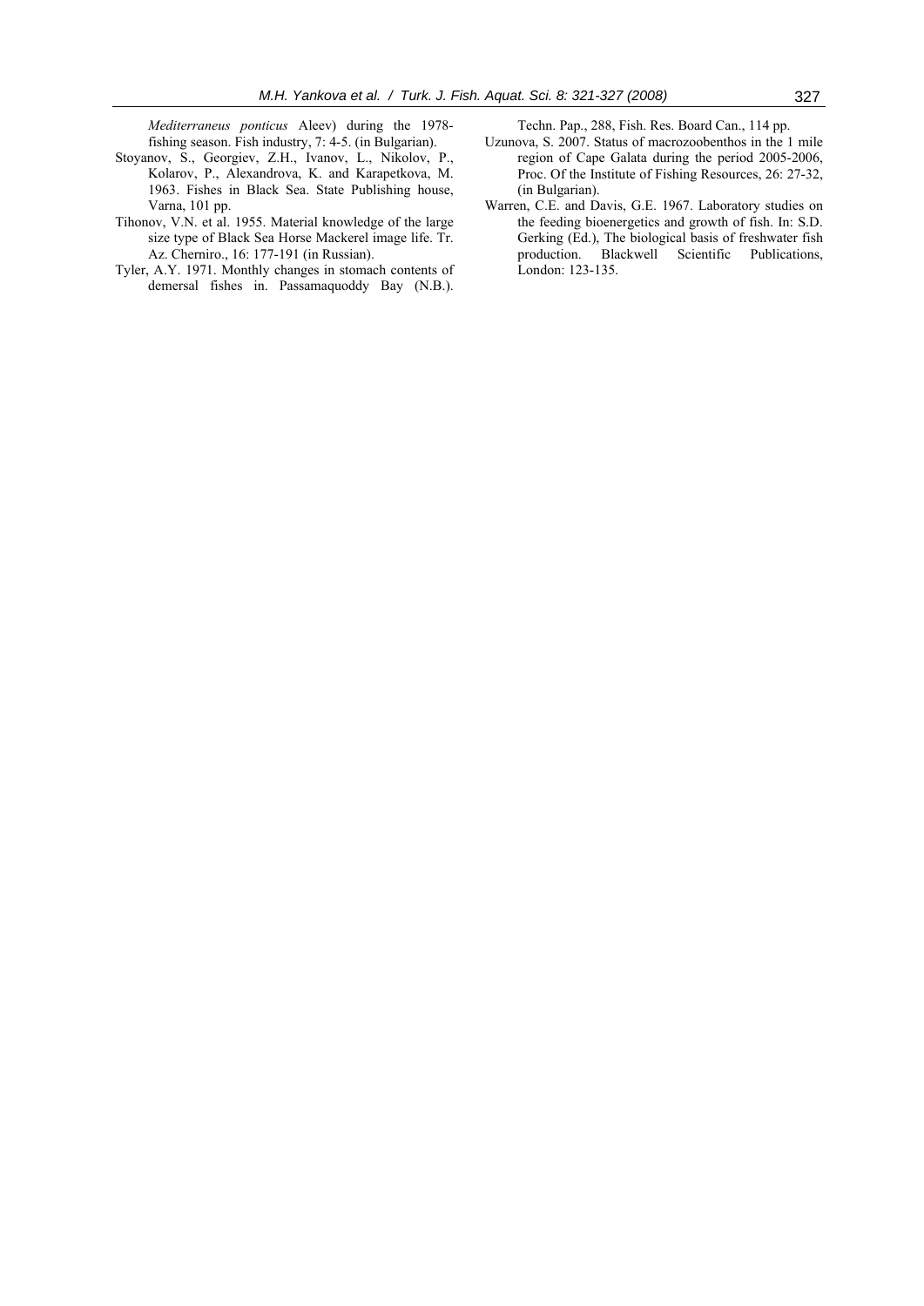*Mediterraneus ponticus* Aleev) during the 1978-fishing season. Fish industry, 7: 4-5. (in Bulgarian).

Stoyanov, S., Georgiev, Z.H., Ivanov, L., Nikolov, P., Kolarov, P., Alexandrova, K. and Karapetkova, M. 1963. Fishes in Black Sea. State Publishing house, Varna, 101 pp.

Tihonov, V.N. et al. 1955. Material knowledge of the large size type of Black Sea Horse Mackerel image life. Tr. Az. Cherniro., 16: 177-191 (in Russian).

Tyler, A.Y. 1971. Monthly changes in stomach contents of demersal fishes in. Passamaquoddy Bay (N.B.). Techn. Pap., 288, Fish. Res. Board Can., 114 pp.

Uzunova, S. 2007. Status of macrozoobenthos in the 1 mile region of Cape Galata during the period 2005-2006, Proc. Of the Institute of Fishing Resources, 26: 27-32, (in Bulgarian).

Warren, C.E. and Davis, G.E. 1967. Laboratory studies on the feeding bioenergetics and growth of fish. In: S.D. Gerking (Ed.), The biological basis of freshwater fish production. Blackwell Scientific Publications, London: 123-135.